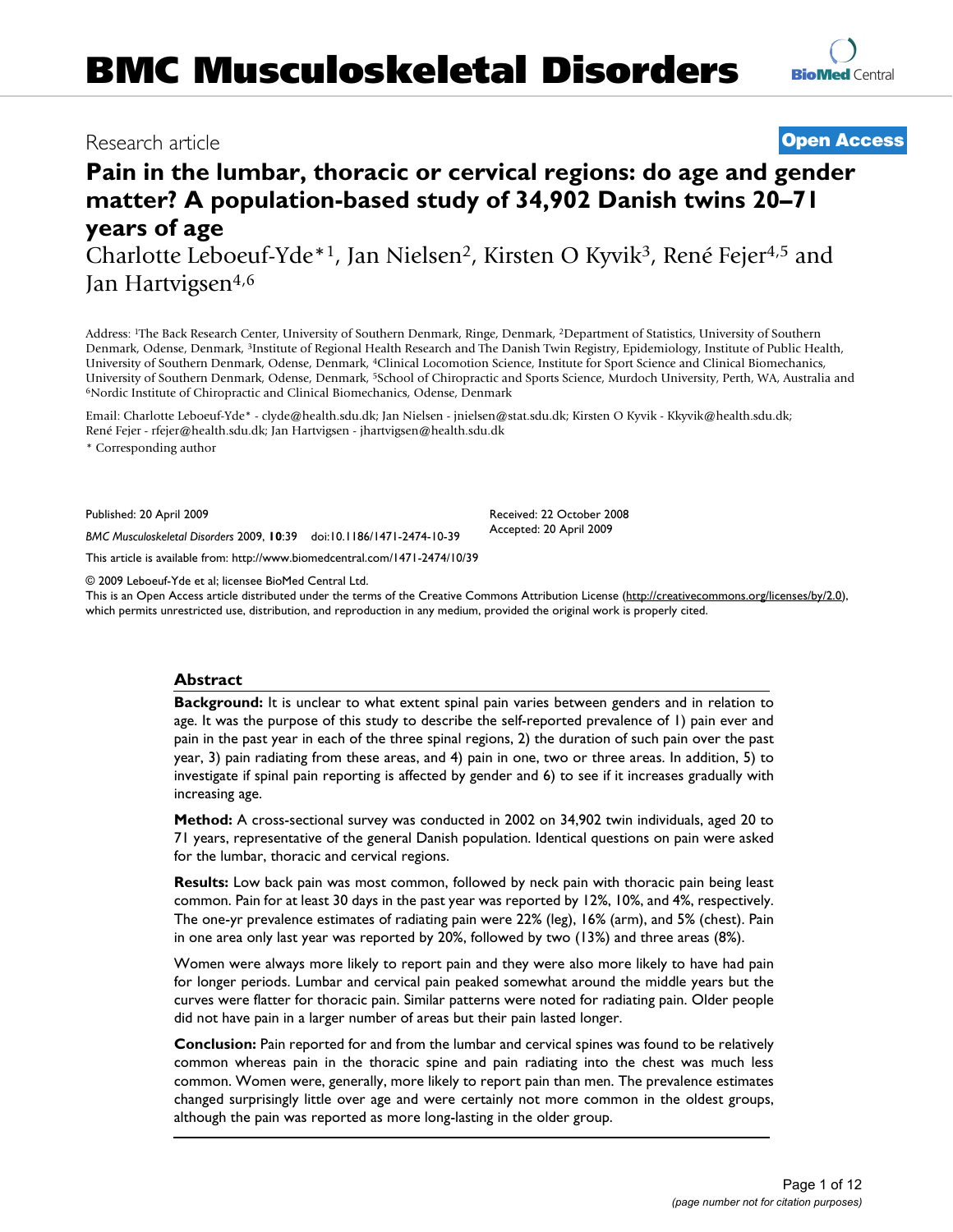# BMC Musculoskeletal Disorders

Research article

**Open Access**

## Pain in the lumbar, thoracic or cervical regions: do age and gender matter? A population-based study of 34,902 Danish twins 20–71 years of age

Charlotte Leboeuf-Yde*[1], Jan Nielsen[2], Kirsten O Kyvik[3], René Fejer[4,5] and Jan Hartvigsen[4,6]

Address: [1]The Back Research Center, University of Southern Denmark, Ringe, Denmark, [2]Department of Statistics, University of Southern Denmark, Odense, Denmark, [3]Institute of Regional Health Research and The Danish Twin Registry, Epidemiology, Institute of Public Health, University of Southern Denmark, Odense, Denmark, [4]Clinical Locomotion Science, Institute for Sport Science and Clinical Biomechanics, University of Southern Denmark, Odense, Denmark, [5]School of Chiropractic and Sports Science, Murdoch University, Perth, WA, Australia and [6]Nordic Institute of Chiropractic and Clinical Biomechanics, Odense, Denmark

Email: Charlotte Leboeuf-Yde* - clyde@health.sdu.dk; Jan Nielsen - jnielsen@stat.sdu.dk; Kirsten O Kyvik - Kkyvik@health.sdu.dk; René Fejer - rfejer@health.sdu.dk; Jan Hartvigsen - jhartvigsen@health.sdu.dk

\* Corresponding author

Published: 20 April 2009

*BMC Musculoskeletal Disorders* 2009, **10**:39 doi:10.1186/1471-2474-10-39

Received: 22 October 2008
Accepted: 20 April 2009

This article is available from: http://www.biomedcentral.com/1471-2474/10/39

© 2009 Leboeuf-Yde et al; licensee BioMed Central Ltd.
This is an Open Access article distributed under the terms of the Creative Commons Attribution License (http://creativecommons.org/licenses/by/2.0), which permits unrestricted use, distribution, and reproduction in any medium, provided the original work is properly cited.

## Abstract

**Background:** It is unclear to what extent spinal pain varies between genders and in relation to age. It was the purpose of this study to describe the self-reported prevalence of 1) pain ever and pain in the past year in each of the three spinal regions, 2) the duration of such pain over the past year, 3) pain radiating from these areas, and 4) pain in one, two or three areas. In addition, 5) to investigate if spinal pain reporting is affected by gender and 6) to see if it increases gradually with increasing age.

**Method:** A cross-sectional survey was conducted in 2002 on 34,902 twin individuals, aged 20 to 71 years, representative of the general Danish population. Identical questions on pain were asked for the lumbar, thoracic and cervical regions.

**Results:** Low back pain was most common, followed by neck pain with thoracic pain being least common. Pain for at least 30 days in the past year was reported by 12%, 10%, and 4%, respectively. The one-yr prevalence estimates of radiating pain were 22% (leg), 16% (arm), and 5% (chest). Pain in one area only last year was reported by 20%, followed by two (13%) and three areas (8%).

Women were always more likely to report pain and they were also more likely to have had pain for longer periods. Lumbar and cervical pain peaked somewhat around the middle years but the curves were flatter for thoracic pain. Similar patterns were noted for radiating pain. Older people did not have pain in a larger number of areas but their pain lasted longer.

**Conclusion:** Pain reported for and from the lumbar and cervical spines was found to be relatively common whereas pain in the thoracic spine and pain radiating into the chest was much less common. Women were, generally, more likely to report pain than men. The prevalence estimates changed surprisingly little over age and were certainly not more common in the oldest groups, although the pain was reported as more long-lasting in the older group.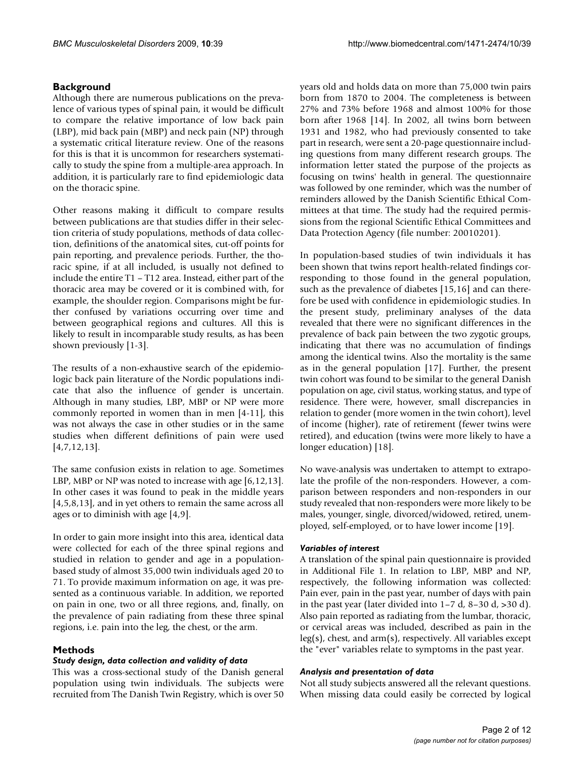## Background

Although there are numerous publications on the prevalence of various types of spinal pain, it would be difficult to compare the relative importance of low back pain (LBP), mid back pain (MBP) and neck pain (NP) through a systematic critical literature review. One of the reasons for this is that it is uncommon for researchers systematically to study the spine from a multiple-area approach. In addition, it is particularly rare to find epidemiologic data on the thoracic spine.

Other reasons making it difficult to compare results between publications are that studies differ in their selection criteria of study populations, methods of data collection, definitions of the anatomical sites, cut-off points for pain reporting, and prevalence periods. Further, the thoracic spine, if at all included, is usually not defined to include the entire T1 – T12 area. Instead, either part of the thoracic area may be covered or it is combined with, for example, the shoulder region. Comparisons might be further confused by variations occurring over time and between geographical regions and cultures. All this is likely to result in incomparable study results, as has been shown previously [1-3].

The results of a non-exhaustive search of the epidemiologic back pain literature of the Nordic populations indicate that also the influence of gender is uncertain. Although in many studies, LBP, MBP or NP were more commonly reported in women than in men [4-11], this was not always the case in other studies or in the same studies when different definitions of pain were used [4,7,12,13].

The same confusion exists in relation to age. Sometimes LBP, MBP or NP was noted to increase with age [6,12,13]. In other cases it was found to peak in the middle years [4,5,8,13], and in yet others to remain the same across all ages or to diminish with age [4,9].

In order to gain more insight into this area, identical data were collected for each of the three spinal regions and studied in relation to gender and age in a population-based study of almost 35,000 twin individuals aged 20 to 71. To provide maximum information on age, it was presented as a continuous variable. In addition, we reported on pain in one, two or all three regions, and, finally, on the prevalence of pain radiating from these three spinal regions, i.e. pain into the leg, the chest, or the arm.

## Methods

### *Study design, data collection and validity of data*

This was a cross-sectional study of the Danish general population using twin individuals. The subjects were recruited from The Danish Twin Registry, which is over 50 years old and holds data on more than 75,000 twin pairs born from 1870 to 2004. The completeness is between 27% and 73% before 1968 and almost 100% for those born after 1968 [14]. In 2002, all twins born between 1931 and 1982, who had previously consented to take part in research, were sent a 20-page questionnaire including questions from many different research groups. The information letter stated the purpose of the projects as focusing on twins' health in general. The questionnaire was followed by one reminder, which was the number of reminders allowed by the Danish Scientific Ethical Committees at that time. The study had the required permissions from the regional Scientific Ethical Committees and Data Protection Agency (file number: 20010201).

In population-based studies of twin individuals it has been shown that twins report health-related findings corresponding to those found in the general population, such as the prevalence of diabetes [15,16] and can therefore be used with confidence in epidemiologic studies. In the present study, preliminary analyses of the data revealed that there were no significant differences in the prevalence of back pain between the two zygotic groups, indicating that there was no accumulation of findings among the identical twins. Also the mortality is the same as in the general population [17]. Further, the present twin cohort was found to be similar to the general Danish population on age, civil status, working status, and type of residence. There were, however, small discrepancies in relation to gender (more women in the twin cohort), level of income (higher), rate of retirement (fewer twins were retired), and education (twins were more likely to have a longer education) [18].

No wave-analysis was undertaken to attempt to extrapolate the profile of the non-responders. However, a comparison between responders and non-responders in our study revealed that non-responders were more likely to be males, younger, single, divorced/widowed, retired, unemployed, self-employed, or to have lower income [19].

### *Variables of interest*

A translation of the spinal pain questionnaire is provided in Additional File 1. In relation to LBP, MBP and NP, respectively, the following information was collected: Pain ever, pain in the past year, number of days with pain in the past year (later divided into 1–7 d, 8–30 d, >30 d). Also pain reported as radiating from the lumbar, thoracic, or cervical areas was included, described as pain in the leg(s), chest, and arm(s), respectively. All variables except the "ever" variables relate to symptoms in the past year.

### *Analysis and presentation of data*

Not all study subjects answered all the relevant questions. When missing data could easily be corrected by logical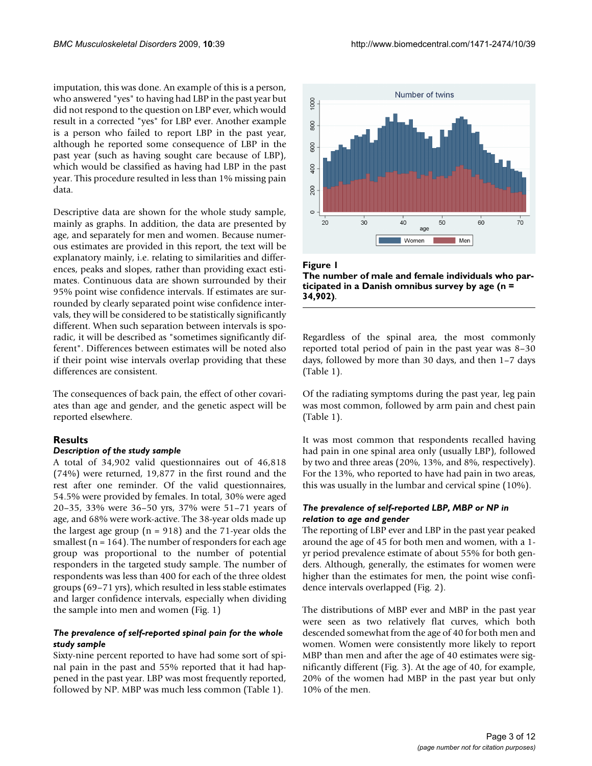imputation, this was done. An example of this is a person, who answered "yes" to having had LBP in the past year but did not respond to the question on LBP ever, which would result in a corrected "yes" for LBP ever. Another example is a person who failed to report LBP in the past year, although he reported some consequence of LBP in the past year (such as having sought care because of LBP), which would be classified as having had LBP in the past year. This procedure resulted in less than 1% missing pain data.

Descriptive data are shown for the whole study sample, mainly as graphs. In addition, the data are presented by age, and separately for men and women. Because numerous estimates are provided in this report, the text will be explanatory mainly, i.e. relating to similarities and differences, peaks and slopes, rather than providing exact estimates. Continuous data are shown surrounded by their 95% point wise confidence intervals. If estimates are surrounded by clearly separated point wise confidence intervals, they will be considered to be statistically significantly different. When such separation between intervals is sporadic, it will be described as "sometimes significantly different". Differences between estimates will be noted also if their point wise intervals overlap providing that these differences are consistent.

The consequences of back pain, the effect of other covariates than age and gender, and the genetic aspect will be reported elsewhere.

## Results

### *Description of the study sample*

A total of 34,902 valid questionnaires out of 46,818 (74%) were returned, 19,877 in the first round and the rest after one reminder. Of the valid questionnaires, 54.5% were provided by females. In total, 30% were aged 20–35, 33% were 36–50 yrs, 37% were 51–71 years of age, and 68% were work-active. The 38-year olds made up the largest age group (n = 918) and the 71-year olds the smallest (n = 164). The number of responders for each age group was proportional to the number of potential responders in the targeted study sample. The number of respondents was less than 400 for each of the three oldest groups (69–71 yrs), which resulted in less stable estimates and larger confidence intervals, especially when dividing the sample into men and women (Fig. 1)

**Figure 1**

**The number of male and female individuals who participated in a Danish omnibus survey by age (n = 34,902).**

### *The prevalence of self-reported spinal pain for the whole study sample*

Sixty-nine percent reported to have had some sort of spinal pain in the past and 55% reported that it had happened in the past year. LBP was most frequently reported, followed by NP. MBP was much less common (Table 1).

Regardless of the spinal area, the most commonly reported total period of pain in the past year was 8–30 days, followed by more than 30 days, and then 1–7 days (Table 1).

Of the radiating symptoms during the past year, leg pain was most common, followed by arm pain and chest pain (Table 1).

It was most common that respondents recalled having had pain in one spinal area only (usually LBP), followed by two and three areas (20%, 13%, and 8%, respectively). For the 13%, who reported to have had pain in two areas, this was usually in the lumbar and cervical spine (10%).

### *The prevalence of self-reported LBP, MBP or NP in relation to age and gender*

The reporting of LBP ever and LBP in the past year peaked around the age of 45 for both men and women, with a 1-yr period prevalence estimate of about 55% for both genders. Although, generally, the estimates for women were higher than the estimates for men, the point wise confidence intervals overlapped (Fig. 2).

The distributions of MBP ever and MBP in the past year were seen as two relatively flat curves, which both descended somewhat from the age of 40 for both men and women. Women were consistently more likely to report MBP than men and after the age of 40 estimates were significantly different (Fig. 3). At the age of 40, for example, 20% of the women had MBP in the past year but only 10% of the men.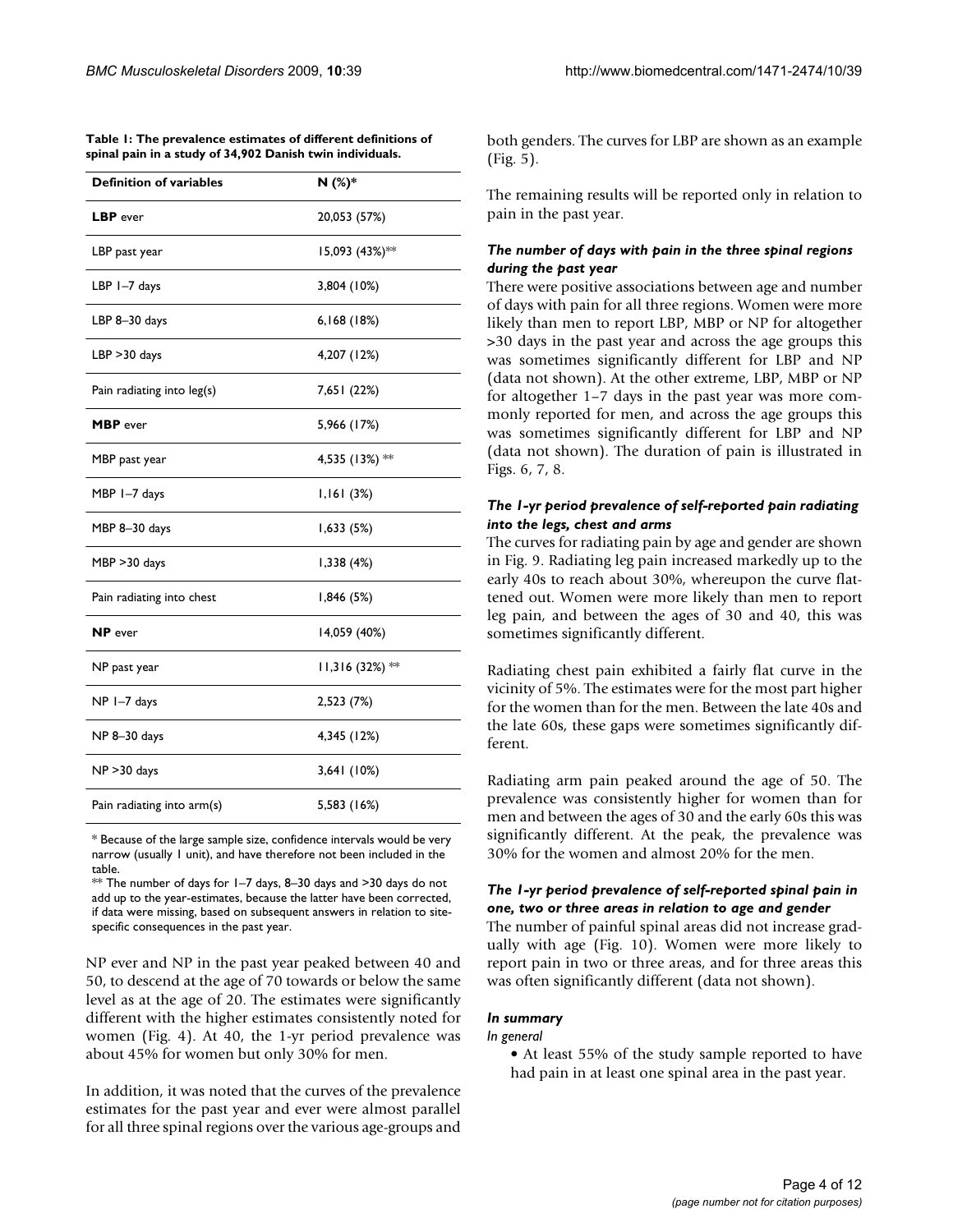**Table 1: The prevalence estimates of different definitions of spinal pain in a study of 34,902 Danish twin individuals.**

| Definition of variables | N (%)* |
| --- | --- |
| **LBP** ever | 20,053 (57%) |
| LBP past year | 15,093 (43%)** |
| LBP 1–7 days | 3,804 (10%) |
| LBP 8–30 days | 6,168 (18%) |
| LBP >30 days | 4,207 (12%) |
| Pain radiating into leg(s) | 7,651 (22%) |
| **MBP** ever | 5,966 (17%) |
| MBP past year | 4,535 (13%) ** |
| MBP 1–7 days | 1,161 (3%) |
| MBP 8–30 days | 1,633 (5%) |
| MBP >30 days | 1,338 (4%) |
| Pain radiating into chest | 1,846 (5%) |
| **NP** ever | 14,059 (40%) |
| NP past year | 11,316 (32%) ** |
| NP 1–7 days | 2,523 (7%) |
| NP 8–30 days | 4,345 (12%) |
| NP >30 days | 3,641 (10%) |
| Pain radiating into arm(s) | 5,583 (16%) |

* Because of the large sample size, confidence intervals would be very narrow (usually 1 unit), and have therefore not been included in the table.

** The number of days for 1–7 days, 8–30 days and >30 days do not add up to the year-estimates, because the latter have been corrected, if data were missing, based on subsequent answers in relation to site-specific consequences in the past year.

NP ever and NP in the past year peaked between 40 and 50, to descend at the age of 70 towards or below the same level as at the age of 20. The estimates were significantly different with the higher estimates consistently noted for women (Fig. 4). At 40, the 1-yr period prevalence was about 45% for women but only 30% for men.

In addition, it was noted that the curves of the prevalence estimates for the past year and ever were almost parallel for all three spinal regions over the various age-groups and both genders. The curves for LBP are shown as an example (Fig. 5).

The remaining results will be reported only in relation to pain in the past year.

### *The number of days with pain in the three spinal regions during the past year*

There were positive associations between age and number of days with pain for all three regions. Women were more likely than men to report LBP, MBP or NP for altogether >30 days in the past year and across the age groups this was sometimes significantly different for LBP and NP (data not shown). At the other extreme, LBP, MBP or NP for altogether 1–7 days in the past year was more commonly reported for men, and across the age groups this was sometimes significantly different for LBP and NP (data not shown). The duration of pain is illustrated in Figs. 6, 7, 8.

### *The 1-yr period prevalence of self-reported pain radiating into the legs, chest and arms*

The curves for radiating pain by age and gender are shown in Fig. 9. Radiating leg pain increased markedly up to the early 40s to reach about 30%, whereupon the curve flattened out. Women were more likely than men to report leg pain, and between the ages of 30 and 40, this was sometimes significantly different.

Radiating chest pain exhibited a fairly flat curve in the vicinity of 5%. The estimates were for the most part higher for the women than for the men. Between the late 40s and the late 60s, these gaps were sometimes significantly different.

Radiating arm pain peaked around the age of 50. The prevalence was consistently higher for women than for men and between the ages of 30 and the early 60s this was significantly different. At the peak, the prevalence was 30% for the women and almost 20% for the men.

### *The 1-yr period prevalence of self-reported spinal pain in one, two or three areas in relation to age and gender*

The number of painful spinal areas did not increase gradually with age (Fig. 10). Women were more likely to report pain in two or three areas, and for three areas this was often significantly different (data not shown).

### *In summary*

*In general*

- At least 55% of the study sample reported to have had pain in at least one spinal area in the past year.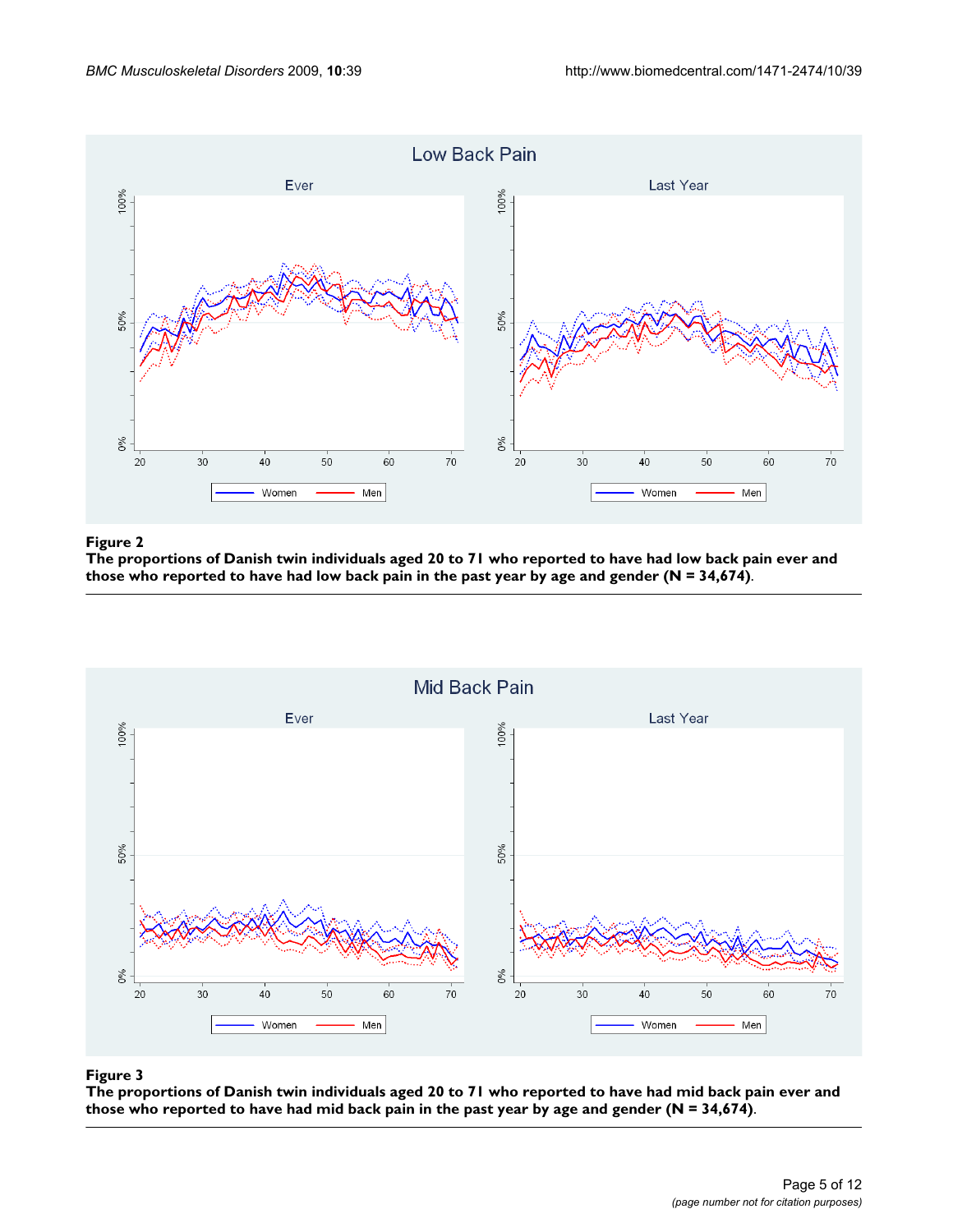**Figure 2**

**The proportions of Danish twin individuals aged 20 to 71 who reported to have had low back pain ever and those who reported to have had low back pain in the past year by age and gender (N = 34,674).**

**Figure 3**

**The proportions of Danish twin individuals aged 20 to 71 who reported to have had mid back pain ever and those who reported to have had mid back pain in the past year by age and gender (N = 34,674).**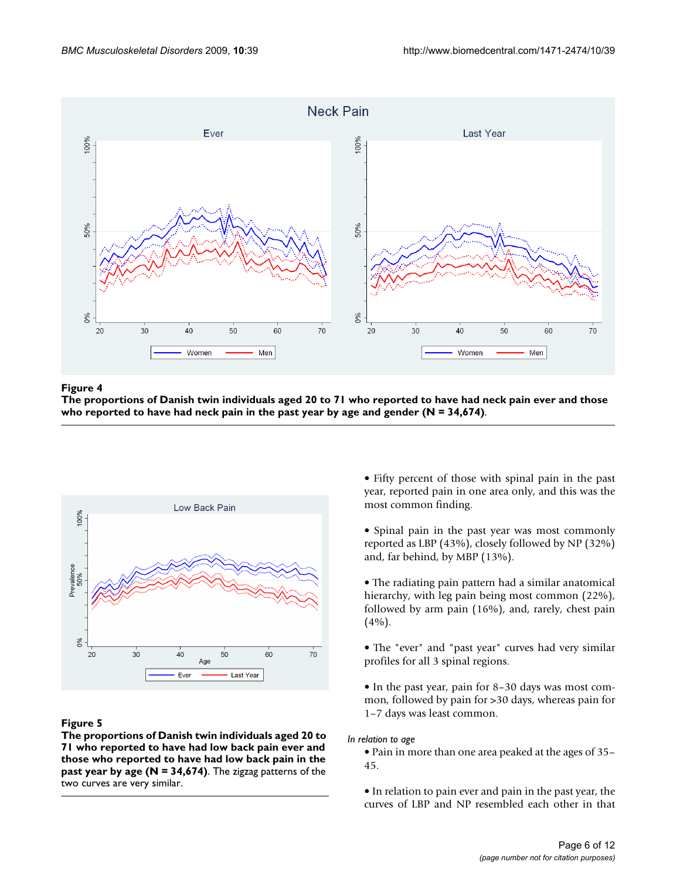**Figure 4**

**The proportions of Danish twin individuals aged 20 to 71 who reported to have had neck pain ever and those who reported to have had neck pain in the past year by age and gender (N = 34,674).**

**Figure 5**

**The proportions of Danish twin individuals aged 20 to 71 who reported to have had low back pain ever and those who reported to have had low back pain in the past year by age (N = 34,674).** The zigzag patterns of the two curves are very similar.

- Fifty percent of those with spinal pain in the past year, reported pain in one area only, and this was the most common finding.

- Spinal pain in the past year was most commonly reported as LBP (43%), closely followed by NP (32%) and, far behind, by MBP (13%).

- The radiating pain pattern had a similar anatomical hierarchy, with leg pain being most common (22%), followed by arm pain (16%), and, rarely, chest pain (4%).

- The "ever" and "past year" curves had very similar profiles for all 3 spinal regions.

- In the past year, pain for 8–30 days was most common, followed by pain for >30 days, whereas pain for 1–7 days was least common.

*In relation to age*

- Pain in more than one area peaked at the ages of 35–45.

- In relation to pain ever and pain in the past year, the curves of LBP and NP resembled each other in that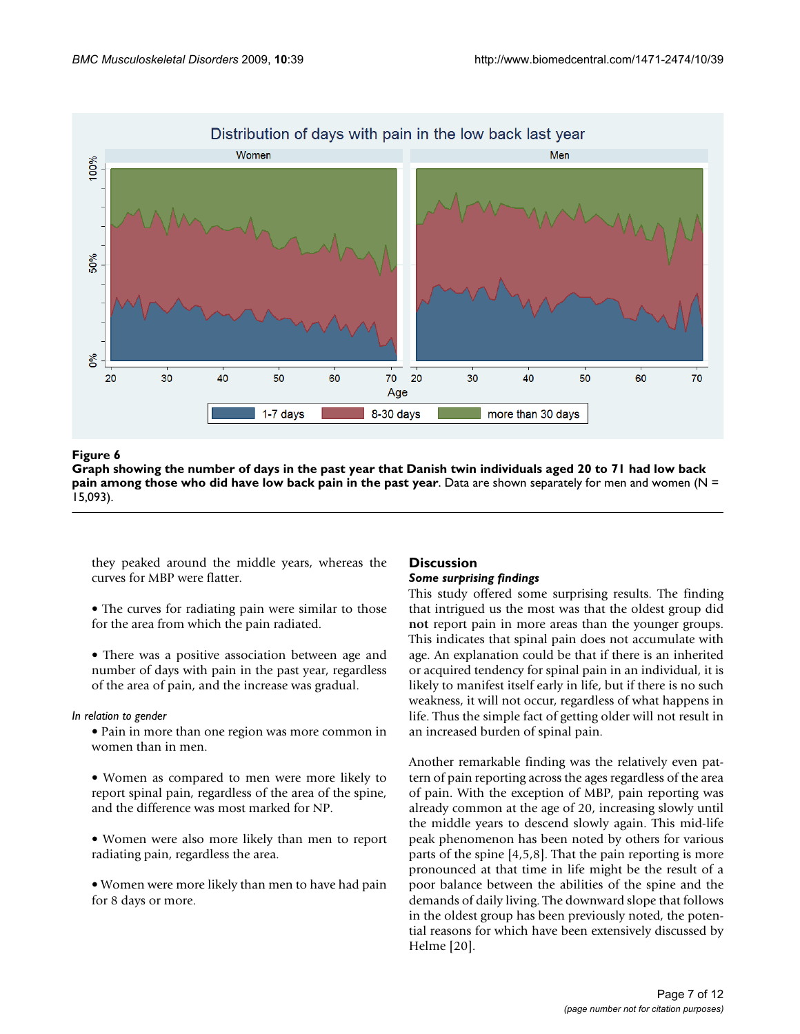**Figure 6**

**Graph showing the number of days in the past year that Danish twin individuals aged 20 to 71 had low back pain among those who did have low back pain in the past year**. Data are shown separately for men and women (N = 15,093).

they peaked around the middle years, whereas the curves for MBP were flatter.

• The curves for radiating pain were similar to those for the area from which the pain radiated.

• There was a positive association between age and number of days with pain in the past year, regardless of the area of pain, and the increase was gradual.

*In relation to gender*

• Pain in more than one region was more common in women than in men.

• Women as compared to men were more likely to report spinal pain, regardless of the area of the spine, and the difference was most marked for NP.

• Women were also more likely than men to report radiating pain, regardless the area.

• Women were more likely than men to have had pain for 8 days or more.

## Discussion

### *Some surprising findings*

This study offered some surprising results. The finding that intrigued us the most was that the oldest group did **not** report pain in more areas than the younger groups. This indicates that spinal pain does not accumulate with age. An explanation could be that if there is an inherited or acquired tendency for spinal pain in an individual, it is likely to manifest itself early in life, but if there is no such weakness, it will not occur, regardless of what happens in life. Thus the simple fact of getting older will not result in an increased burden of spinal pain.

Another remarkable finding was the relatively even pattern of pain reporting across the ages regardless of the area of pain. With the exception of MBP, pain reporting was already common at the age of 20, increasing slowly until the middle years to descend slowly again. This mid-life peak phenomenon has been noted by others for various parts of the spine [4,5,8]. That the pain reporting is more pronounced at that time in life might be the result of a poor balance between the abilities of the spine and the demands of daily living. The downward slope that follows in the oldest group has been previously noted, the potential reasons for which have been extensively discussed by Helme [20].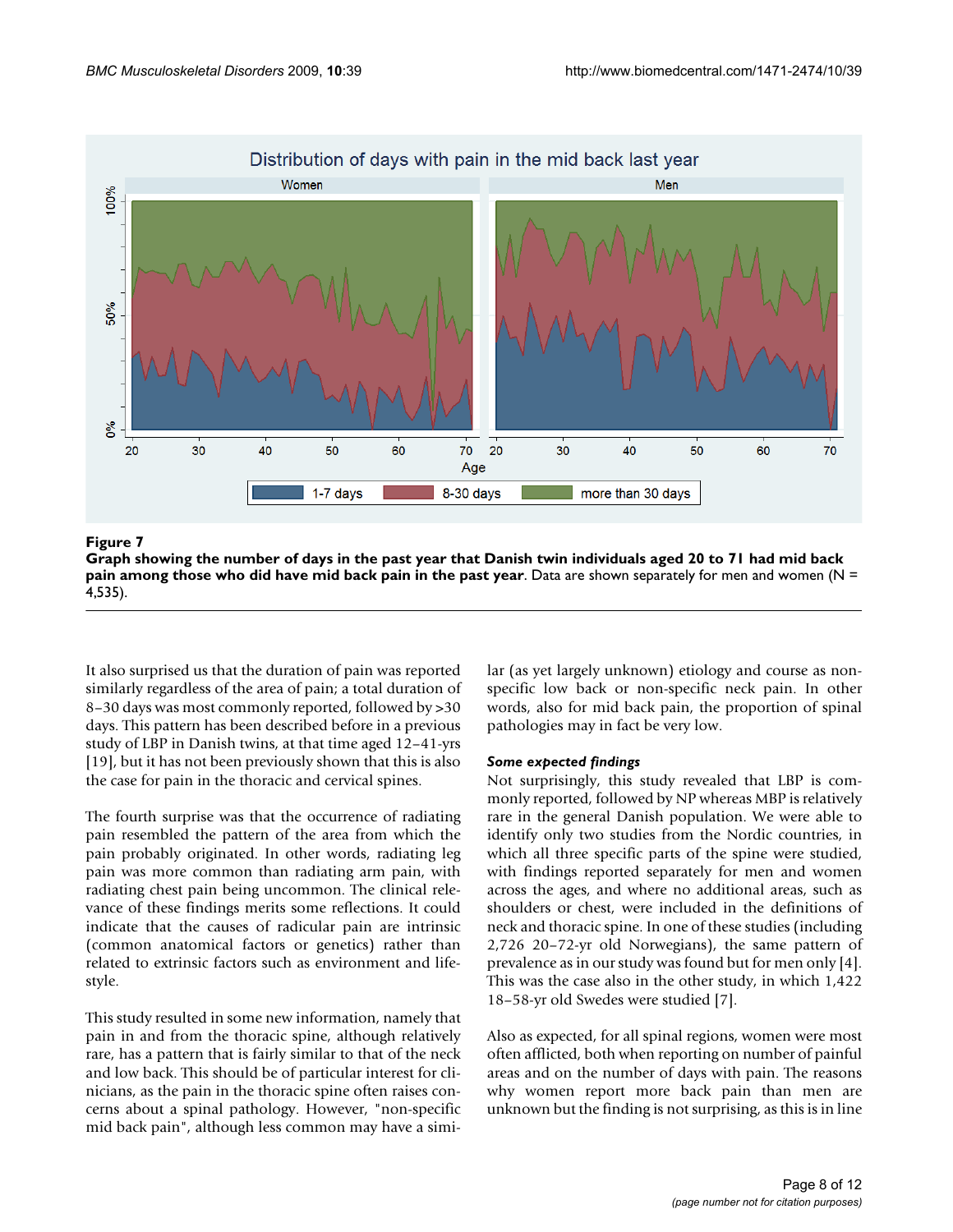**Figure 7**

**Graph showing the number of days in the past year that Danish twin individuals aged 20 to 71 had mid back pain among those who did have mid back pain in the past year**. Data are shown separately for men and women (N = 4,535).

It also surprised us that the duration of pain was reported similarly regardless of the area of pain; a total duration of 8–30 days was most commonly reported, followed by >30 days. This pattern has been described before in a previous study of LBP in Danish twins, at that time aged 12–41-yrs [19], but it has not been previously shown that this is also the case for pain in the thoracic and cervical spines.

The fourth surprise was that the occurrence of radiating pain resembled the pattern of the area from which the pain probably originated. In other words, radiating leg pain was more common than radiating arm pain, with radiating chest pain being uncommon. The clinical relevance of these findings merits some reflections. It could indicate that the causes of radicular pain are intrinsic (common anatomical factors or genetics) rather than related to extrinsic factors such as environment and lifestyle.

This study resulted in some new information, namely that pain in and from the thoracic spine, although relatively rare, has a pattern that is fairly similar to that of the neck and low back. This should be of particular interest for clinicians, as the pain in the thoracic spine often raises concerns about a spinal pathology. However, "non-specific mid back pain", although less common may have a similar (as yet largely unknown) etiology and course as non-specific low back or non-specific neck pain. In other words, also for mid back pain, the proportion of spinal pathologies may in fact be very low.

### *Some expected findings*

Not surprisingly, this study revealed that LBP is commonly reported, followed by NP whereas MBP is relatively rare in the general Danish population. We were able to identify only two studies from the Nordic countries, in which all three specific parts of the spine were studied, with findings reported separately for men and women across the ages, and where no additional areas, such as shoulders or chest, were included in the definitions of neck and thoracic spine. In one of these studies (including 2,726 20–72-yr old Norwegians), the same pattern of prevalence as in our study was found but for men only [4]. This was the case also in the other study, in which 1,422 18–58-yr old Swedes were studied [7].

Also as expected, for all spinal regions, women were most often afflicted, both when reporting on number of painful areas and on the number of days with pain. The reasons why women report more back pain than men are unknown but the finding is not surprising, as this is in line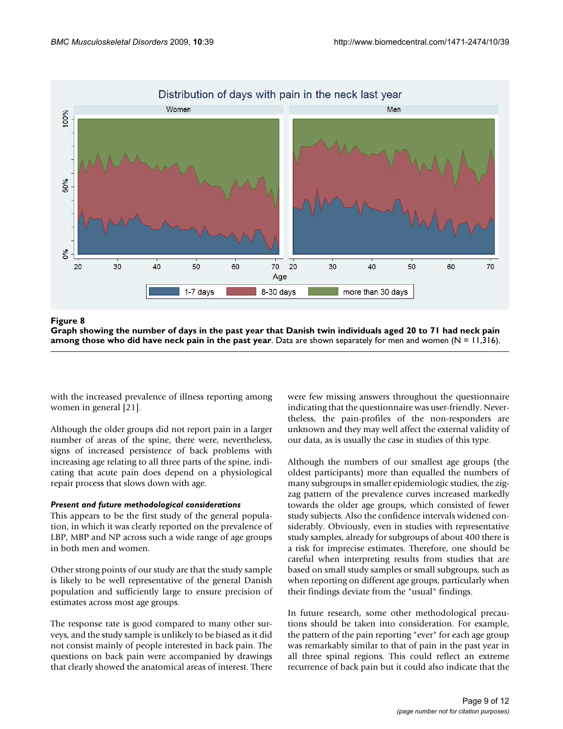**Figure 8**

**Graph showing the number of days in the past year that Danish twin individuals aged 20 to 71 had neck pain among those who did have neck pain in the past year**. Data are shown separately for men and women (N = 11,316).

with the increased prevalence of illness reporting among women in general [21].

Although the older groups did not report pain in a larger number of areas of the spine, there were, nevertheless, signs of increased persistence of back problems with increasing age relating to all three parts of the spine, indicating that acute pain does depend on a physiological repair process that slows down with age.

#### *Present and future methodological considerations*

This appears to be the first study of the general population, in which it was clearly reported on the prevalence of LBP, MBP and NP across such a wide range of age groups in both men and women.

Other strong points of our study are that the study sample is likely to be well representative of the general Danish population and sufficiently large to ensure precision of estimates across most age groups.

The response rate is good compared to many other surveys, and the study sample is unlikely to be biased as it did not consist mainly of people interested in back pain. The questions on back pain were accompanied by drawings that clearly showed the anatomical areas of interest. There were few missing answers throughout the questionnaire indicating that the questionnaire was user-friendly. Nevertheless, the pain-profiles of the non-responders are unknown and they may well affect the external validity of our data, as is usually the case in studies of this type.

Although the numbers of our smallest age groups (the oldest participants) more than equalled the numbers of many subgroups in smaller epidemiologic studies, the zig-zag pattern of the prevalence curves increased markedly towards the older age groups, which consisted of fewer study subjects. Also the confidence intervals widened considerably. Obviously, even in studies with representative study samples, already for subgroups of about 400 there is a risk for imprecise estimates. Therefore, one should be careful when interpreting results from studies that are based on small study samples or small subgroups, such as when reporting on different age groups, particularly when their findings deviate from the "usual" findings.

In future research, some other methodological precautions should be taken into consideration. For example, the pattern of the pain reporting "ever" for each age group was remarkably similar to that of pain in the past year in all three spinal regions. This could reflect an extreme recurrence of back pain but it could also indicate that the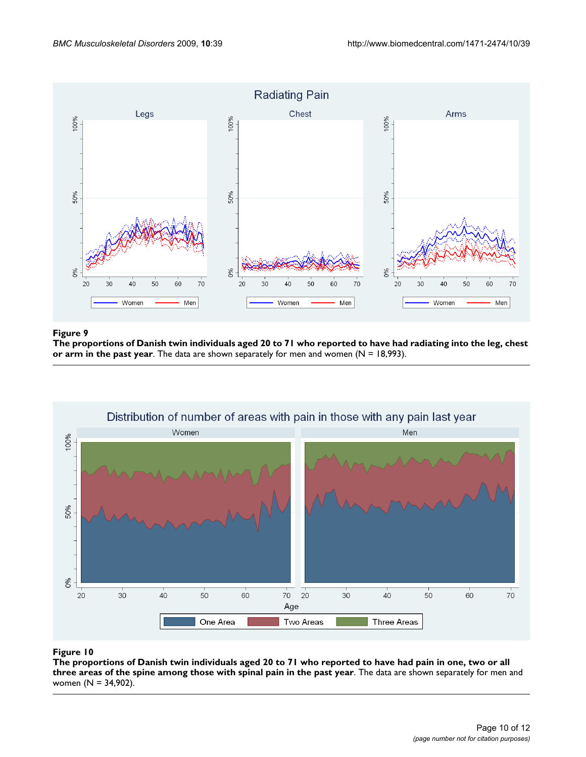**Figure 9**

**The proportions of Danish twin individuals aged 20 to 71 who reported to have had radiating into the leg, chest or arm in the past year**. The data are shown separately for men and women (N = 18,993).

**Figure 10**

**The proportions of Danish twin individuals aged 20 to 71 who reported to have had pain in one, two or all three areas of the spine among those with spinal pain in the past year**. The data are shown separately for men and women (N = 34,902).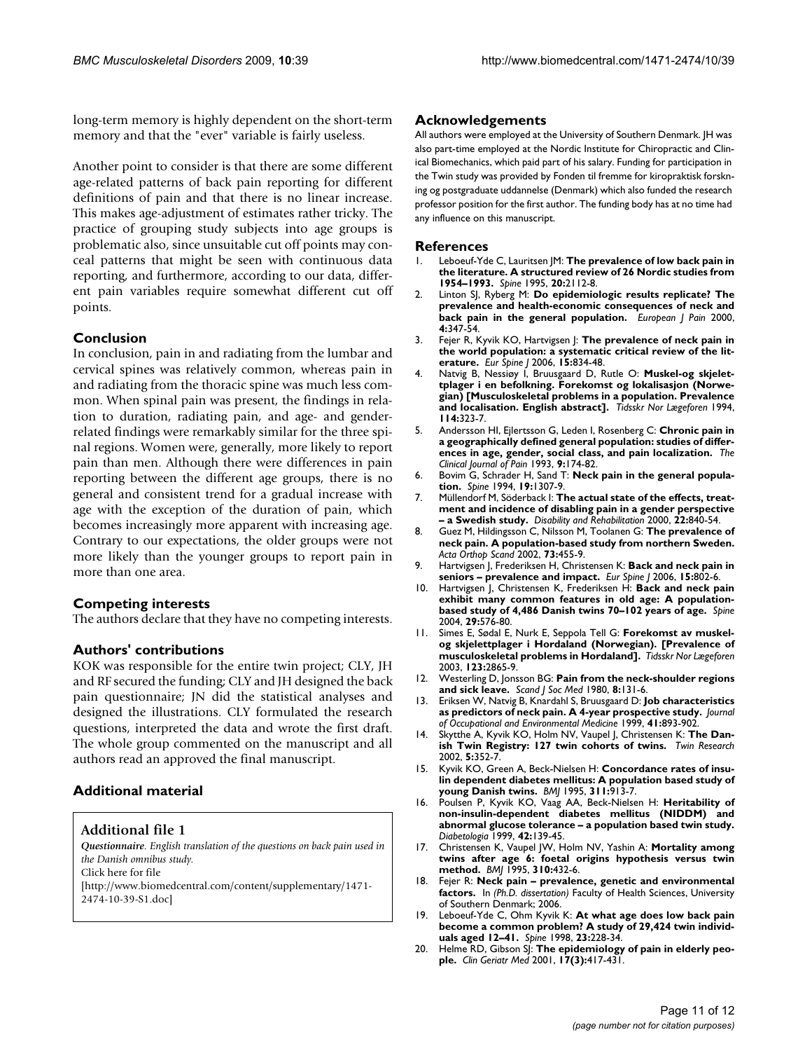long-term memory is highly dependent on the short-term memory and that the "ever" variable is fairly useless.

Another point to consider is that there are some different age-related patterns of back pain reporting for different definitions of pain and that there is no linear increase. This makes age-adjustment of estimates rather tricky. The practice of grouping study subjects into age groups is problematic also, since unsuitable cut off points may conceal patterns that might be seen with continuous data reporting, and furthermore, according to our data, different pain variables require somewhat different cut off points.

## Conclusion

In conclusion, pain in and radiating from the lumbar and cervical spines was relatively common, whereas pain in and radiating from the thoracic spine was much less common. When spinal pain was present, the findings in relation to duration, radiating pain, and age- and gender-related findings were remarkably similar for the three spinal regions. Women were, generally, more likely to report pain than men. Although there were differences in pain reporting between the different age groups, there is no general and consistent trend for a gradual increase with age with the exception of the duration of pain, which becomes increasingly more apparent with increasing age. Contrary to our expectations, the older groups were not more likely than the younger groups to report pain in more than one area.

## Competing interests

The authors declare that they have no competing interests.

## Authors' contributions

KOK was responsible for the entire twin project; CLY, JH and RF secured the funding; CLY and JH designed the back pain questionnaire; JN did the statistical analyses and designed the illustrations. CLY formulated the research questions, interpreted the data and wrote the first draft. The whole group commented on the manuscript and all authors read an approved the final manuscript.

## Additional material

### Additional file 1

***Questionnaire**. English translation of the questions on back pain used in the Danish omnibus study.*
Click here for file
[http://www.biomedcentral.com/content/supplementary/1471-2474-10-39-S1.doc]

## Acknowledgements

All authors were employed at the University of Southern Denmark. JH was also part-time employed at the Nordic Institute for Chiropractic and Clinical Biomechanics, which paid part of his salary. Funding for participation in the Twin study was provided by Fonden til fremme for kiropraktisk forskning og postgraduate uddannelse (Denmark) which also funded the research professor position for the first author. The funding body has at no time had any influence on this manuscript.

## References

1. Leboeuf-Yde C, Lauritsen JM: **The prevalence of low back pain in the literature. A structured review of 26 Nordic studies from 1954–1993.** *Spine* 1995, **20:**2112-8.
2. Linton SJ, Ryberg M: **Do epidemiologic results replicate? The prevalence and health-economic consequences of neck and back pain in the general population.** *European J Pain* 2000, **4:**347-54.
3. Fejer R, Kyvik KO, Hartvigsen J: **The prevalence of neck pain in the world population: a systematic critical review of the literature.** *Eur Spine J* 2006, **15:**834-48.
4. Natvig B, Nessiøy I, Bruusgaard D, Rutle O: **Muskel-og skjelettplager i en befolkning. Forekomst og lokalisasjon (Norwegian) [Musculoskeletal problems in a population. Prevalence and localisation. English abstract].** *Tidsskr Nor Lægeforen* 1994, **114:**323-7.
5. Andersson HI, Ejlertsson G, Leden I, Rosenberg C: **Chronic pain in a geographically defined general population: studies of differences in age, gender, social class, and pain localization.** *The Clinical Journal of Pain* 1993, **9:**174-82.
6. Bovim G, Schrader H, Sand T: **Neck pain in the general population.** *Spine* 1994, **19:**1307-9.
7. Müllendorf M, Söderback I: **The actual state of the effects, treatment and incidence of disabling pain in a gender perspective – a Swedish study.** *Disability and Rehabilitation* 2000, **22:**840-54.
8. Guez M, Hildingsson C, Nilsson M, Toolanen G: **The prevalence of neck pain. A population-based study from northern Sweden.** *Acta Orthop Scand* 2002, **73:**455-9.
9. Hartvigsen J, Frederiksen H, Christensen K: **Back and neck pain in seniors – prevalence and impact.** *Eur Spine J* 2006, **15:**802-6.
10. Hartvigsen J, Christensen K, Frederiksen H: **Back and neck pain exhibit many common features in old age: A population-based study of 4,486 Danish twins 70–102 years of age.** *Spine* 2004, **29:**576-80.
11. Simes E, Sødal E, Nurk E, Seppola Tell G: **Forekomst av muskel-og skjelettplager i Hordaland (Norwegian). [Prevalence of musculoskeletal problems in Hordaland].** *Tidsskr Nor Lægeforen* 2003, **123:**2865-9.
12. Westerling D, Jonsson BG: **Pain from the neck-shoulder regions and sick leave.** *Scand J Soc Med* 1980, **8:**131-6.
13. Eriksen W, Natvig B, Knardahl S, Bruusgaard D: **Job characteristics as predictors of neck pain. A 4-year prospective study.** *Journal of Occupational and Environmental Medicine* 1999, **41:**893-902.
14. Skytthe A, Kyvik KO, Holm NV, Vaupel J, Christensen K: **The Danish Twin Registry: 127 twin cohorts of twins.** *Twin Research* 2002, **5:**352-7.
15. Kyvik KO, Green A, Beck-Nielsen H: **Concordance rates of insulin dependent diabetes mellitus: A population based study of young Danish twins.** *BMJ* 1995, **311:**913-7.
16. Poulsen P, Kyvik KO, Vaag AA, Beck-Nielsen H: **Heritability of non-insulin-dependent diabetes mellitus (NIDDM) and abnormal glucose tolerance – a population based twin study.** *Diabetologia* 1999, **42:**139-45.
17. Christensen K, Vaupel JW, Holm NV, Yashin A: **Mortality among twins after age 6: foetal origins hypothesis versus twin method.** *BMJ* 1995, **310:**432-6.
18. Fejer R: **Neck pain – prevalence, genetic and environmental factors.** In *(Ph.D. dissertation)* Faculty of Health Sciences, University of Southern Denmark; 2006.
19. Leboeuf-Yde C, Ohm Kyvik K: **At what age does low back pain become a common problem? A study of 29,424 twin individuals aged 12–41.** *Spine* 1998, **23:**228-34.
20. Helme RD, Gibson SJ: **The epidemiology of pain in elderly people.** *Clin Geriatr Med* 2001, **17(3):**417-431.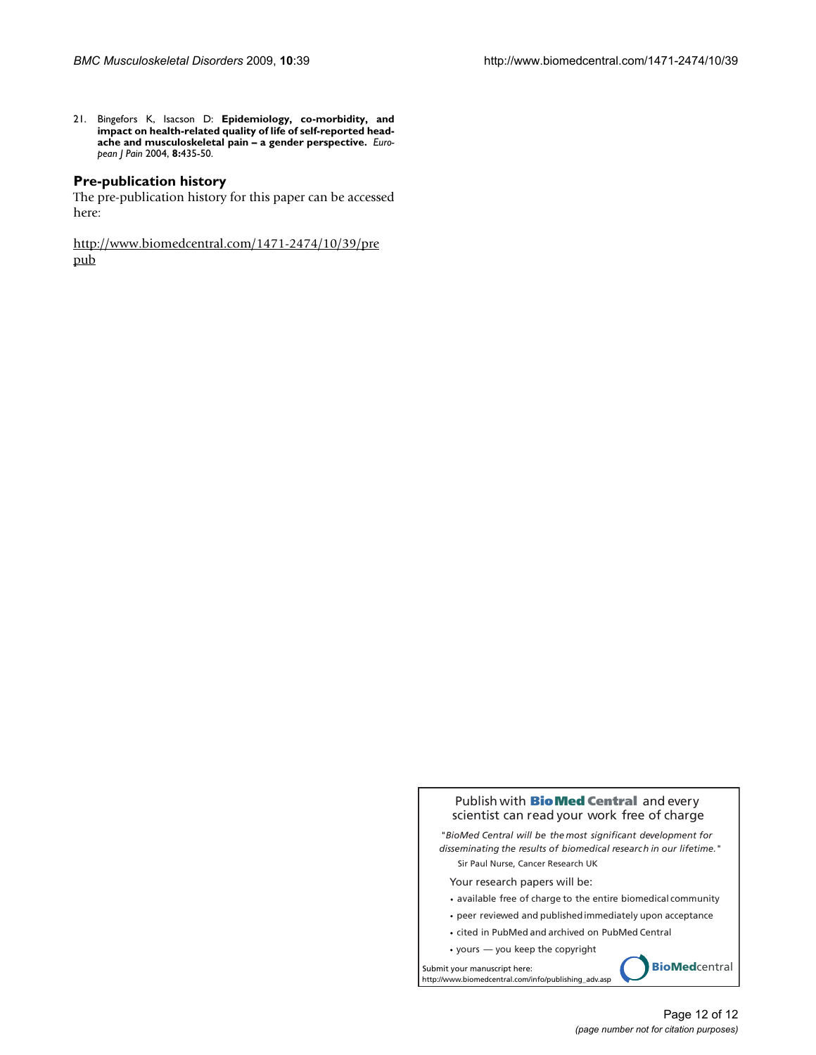21. Bingefors K, Isacson D: **Epidemiology, co-morbidity, and impact on health-related quality of life of self-reported headache and musculoskeletal pain – a gender perspective.** *European J Pain* 2004, **8:**435-50.

## Pre-publication history

The pre-publication history for this paper can be accessed here:

http://www.biomedcentral.com/1471-2474/10/39/prepub

Publish with **BioMed Central** and every scientist can read your work free of charge

*"BioMed Central will be the most significant development for disseminating the results of biomedical research in our lifetime."*

Sir Paul Nurse, Cancer Research UK

Your research papers will be:

- available free of charge to the entire biomedical community
- peer reviewed and published immediately upon acceptance
- cited in PubMed and archived on PubMed Central
- yours — you keep the copyright

Submit your manuscript here:
http://www.biomedcentral.com/info/publishing_adv.asp

**BioMed**central